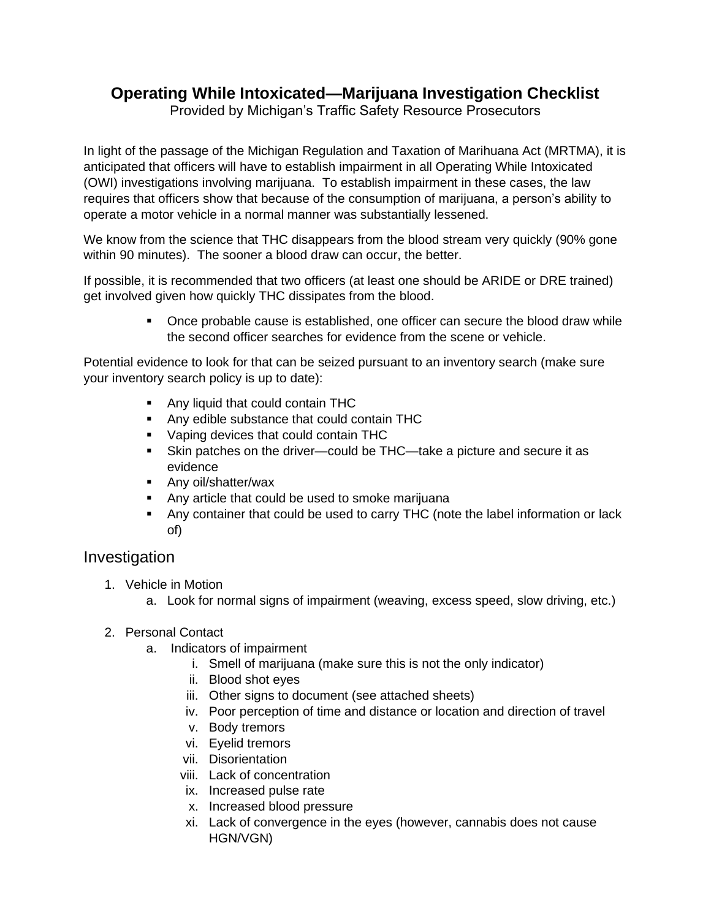# Operating While Intoxicated—Marijuana Investigation Checklist

Provided by Michigan's Traffic Safety Resource Prosecutors

In light of the passage of the Michigan Regulation and Taxation of Marihuana Act (MRTMA), it is anticipated that officers will have to establish impairment in all Operating While Intoxicated (OWI) investigations involving marijuana. To establish impairment in these cases, the law requires that officers show that because of the consumption of marijuana, a person's ability to operate a motor vehicle in a normal manner was substantially lessened.

We know from the science that THC disappears from the blood stream very quickly (90% gone within 90 minutes). The sooner a blood draw can occur, the better.

If possible, it is recommended that two officers (at least one should be ARIDE or DRE trained) get involved given how quickly THC dissipates from the blood.

- Once probable cause is established, one officer can secure the blood draw while the second officer searches for evidence from the scene or vehicle.

Potential evidence to look for that can be seized pursuant to an inventory search (make sure your inventory search policy is up to date):

- Any liquid that could contain THC
- Any edible substance that could contain THC
- Vaping devices that could contain THC
- Skin patches on the driver—could be THC—take a picture and secure it as evidence
- Any oil/shatter/wax
- Any article that could be used to smoke marijuana
- Any container that could be used to carry THC (note the label information or lack of)

## Investigation

1. Vehicle in Motion
   a. Look for normal signs of impairment (weaving, excess speed, slow driving, etc.)

2. Personal Contact
   a. Indicators of impairment
      i. Smell of marijuana (make sure this is not the only indicator)
      ii. Blood shot eyes
      iii. Other signs to document (see attached sheets)
      iv. Poor perception of time and distance or location and direction of travel
      v. Body tremors
      vi. Eyelid tremors
      vii. Disorientation
      viii. Lack of concentration
      ix. Increased pulse rate
      x. Increased blood pressure
      xi. Lack of convergence in the eyes (however, cannabis does not cause HGN/VGN)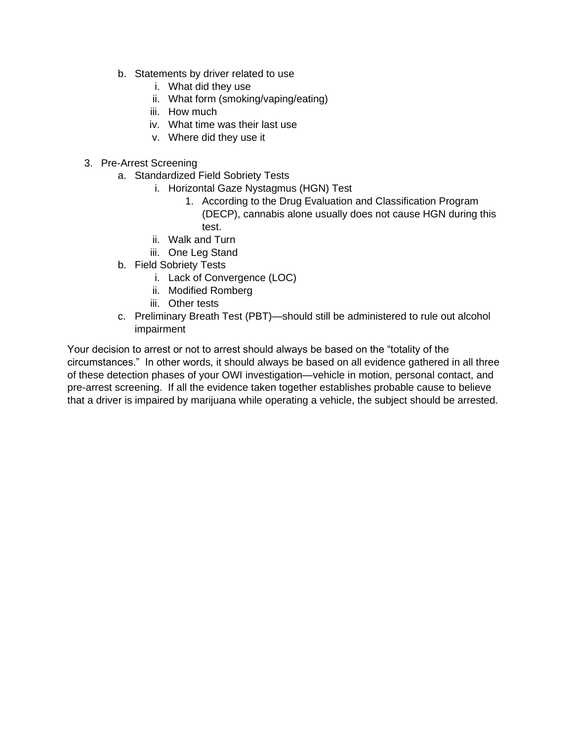b. Statements by driver related to use
      i. What did they use
      ii. What form (smoking/vaping/eating)
      iii. How much
      iv. What time was their last use
      v. Where did they use it

3. Pre-Arrest Screening
   a. Standardized Field Sobriety Tests
      i. Horizontal Gaze Nystagmus (HGN) Test
         1. According to the Drug Evaluation and Classification Program (DECP), cannabis alone usually does not cause HGN during this test.
      ii. Walk and Turn
      iii. One Leg Stand
   b. Field Sobriety Tests
      i. Lack of Convergence (LOC)
      ii. Modified Romberg
      iii. Other tests
   c. Preliminary Breath Test (PBT)—should still be administered to rule out alcohol impairment

Your decision to arrest or not to arrest should always be based on the "totality of the circumstances." In other words, it should always be based on all evidence gathered in all three of these detection phases of your OWI investigation—vehicle in motion, personal contact, and pre-arrest screening. If all the evidence taken together establishes probable cause to believe that a driver is impaired by marijuana while operating a vehicle, the subject should be arrested.